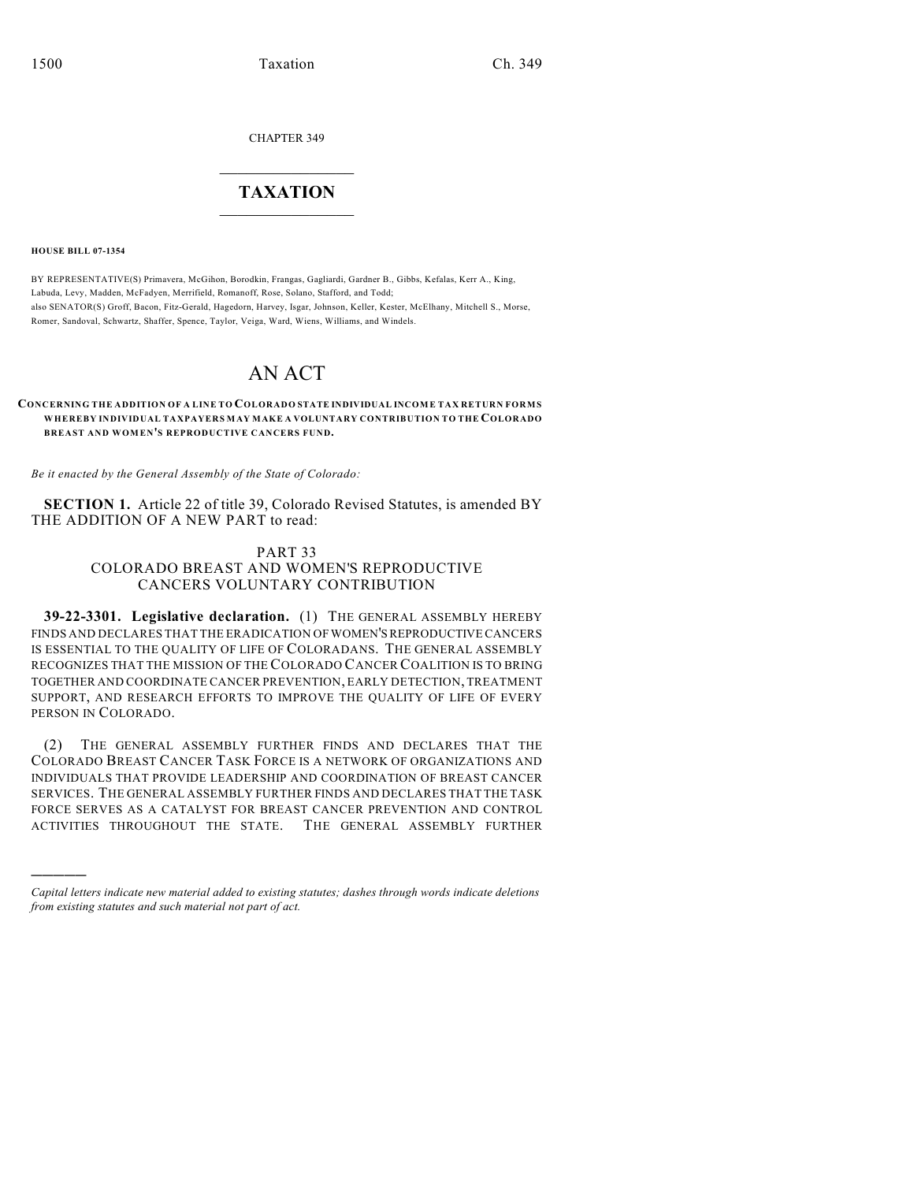CHAPTER 349

# TAXATION

**HOUSE BILL 07-1354**

BY REPRESENTATIVE(S) Primavera, McGihon, Borodkin, Frangas, Gagliardi, Gardner B., Gibbs, Kefalas, Kerr A., King, Labuda, Levy, Madden, McFadyen, Merrifield, Romanoff, Rose, Solano, Stafford, and Todd;
also SENATOR(S) Groff, Bacon, Fitz-Gerald, Hagedorn, Harvey, Isgar, Johnson, Keller, Kester, McElhany, Mitchell S., Morse, Romer, Sandoval, Schwartz, Shaffer, Spence, Taylor, Veiga, Ward, Wiens, Williams, and Windels.

# AN ACT

**CONCERNING THE ADDITION OF A LINE TO COLORADO STATE INDIVIDUAL INCOME TAX RETURN FORMS WHEREBY INDIVIDUAL TAXPAYERS MAY MAKE A VOLUNTARY CONTRIBUTION TO THE COLORADO BREAST AND WOMEN'S REPRODUCTIVE CANCERS FUND.**

*Be it enacted by the General Assembly of the State of Colorado:*

**SECTION 1.** Article 22 of title 39, Colorado Revised Statutes, is amended BY THE ADDITION OF A NEW PART to read:

PART 33
COLORADO BREAST AND WOMEN'S REPRODUCTIVE CANCERS VOLUNTARY CONTRIBUTION

**39-22-3301. Legislative declaration.** (1) THE GENERAL ASSEMBLY HEREBY FINDS AND DECLARES THAT THE ERADICATION OF WOMEN'S REPRODUCTIVE CANCERS IS ESSENTIAL TO THE QUALITY OF LIFE OF COLORADANS. THE GENERAL ASSEMBLY RECOGNIZES THAT THE MISSION OF THE COLORADO CANCER COALITION IS TO BRING TOGETHER AND COORDINATE CANCER PREVENTION, EARLY DETECTION, TREATMENT SUPPORT, AND RESEARCH EFFORTS TO IMPROVE THE QUALITY OF LIFE OF EVERY PERSON IN COLORADO.

(2) THE GENERAL ASSEMBLY FURTHER FINDS AND DECLARES THAT THE COLORADO BREAST CANCER TASK FORCE IS A NETWORK OF ORGANIZATIONS AND INDIVIDUALS THAT PROVIDE LEADERSHIP AND COORDINATION OF BREAST CANCER SERVICES. THE GENERAL ASSEMBLY FURTHER FINDS AND DECLARES THAT THE TASK FORCE SERVES AS A CATALYST FOR BREAST CANCER PREVENTION AND CONTROL ACTIVITIES THROUGHOUT THE STATE. THE GENERAL ASSEMBLY FURTHER

*Capital letters indicate new material added to existing statutes; dashes through words indicate deletions from existing statutes and such material not part of act.*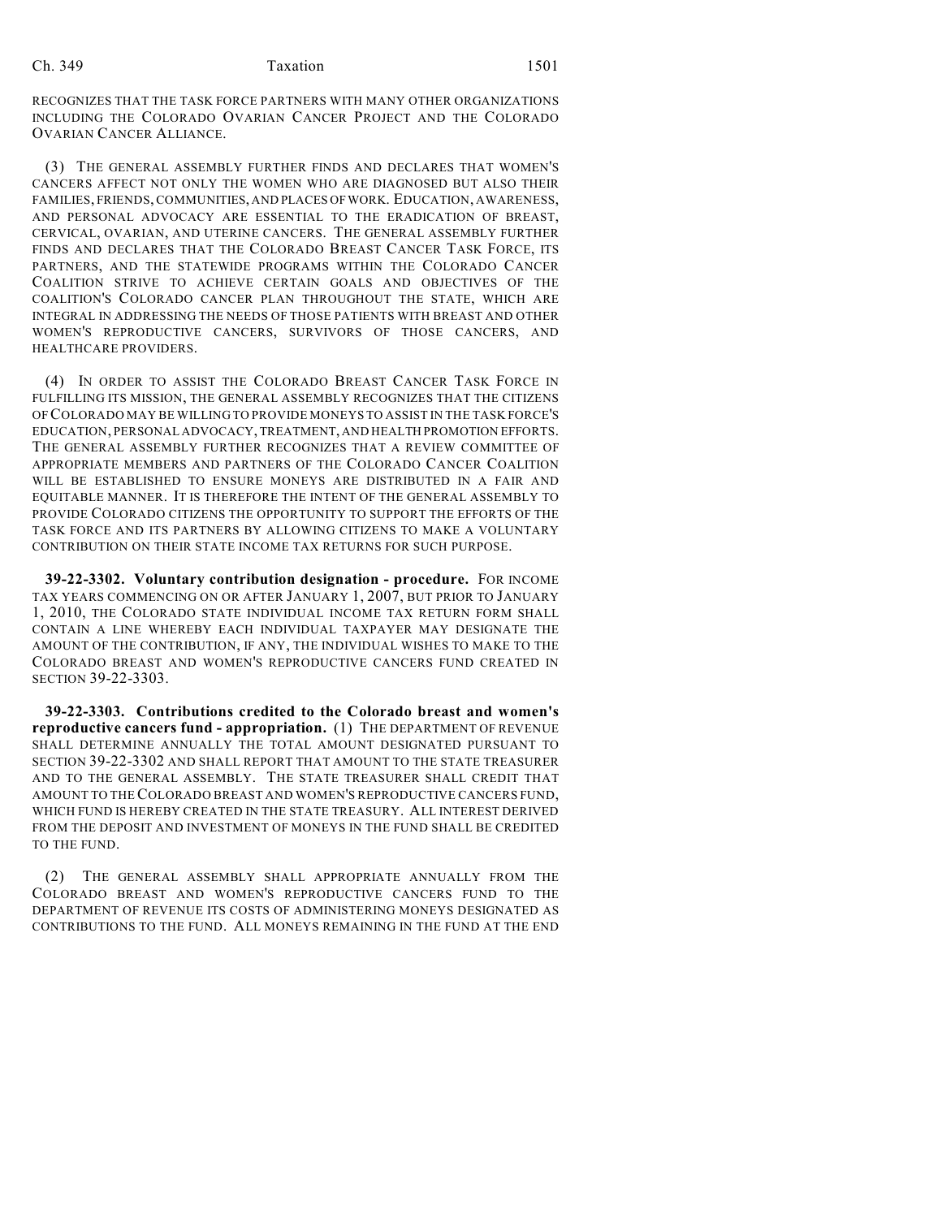RECOGNIZES THAT THE TASK FORCE PARTNERS WITH MANY OTHER ORGANIZATIONS INCLUDING THE COLORADO OVARIAN CANCER PROJECT AND THE COLORADO OVARIAN CANCER ALLIANCE.

(3) THE GENERAL ASSEMBLY FURTHER FINDS AND DECLARES THAT WOMEN'S CANCERS AFFECT NOT ONLY THE WOMEN WHO ARE DIAGNOSED BUT ALSO THEIR FAMILIES, FRIENDS, COMMUNITIES, AND PLACES OF WORK. EDUCATION, AWARENESS, AND PERSONAL ADVOCACY ARE ESSENTIAL TO THE ERADICATION OF BREAST, CERVICAL, OVARIAN, AND UTERINE CANCERS. THE GENERAL ASSEMBLY FURTHER FINDS AND DECLARES THAT THE COLORADO BREAST CANCER TASK FORCE, ITS PARTNERS, AND THE STATEWIDE PROGRAMS WITHIN THE COLORADO CANCER COALITION STRIVE TO ACHIEVE CERTAIN GOALS AND OBJECTIVES OF THE COALITION'S COLORADO CANCER PLAN THROUGHOUT THE STATE, WHICH ARE INTEGRAL IN ADDRESSING THE NEEDS OF THOSE PATIENTS WITH BREAST AND OTHER WOMEN'S REPRODUCTIVE CANCERS, SURVIVORS OF THOSE CANCERS, AND HEALTHCARE PROVIDERS.

(4) IN ORDER TO ASSIST THE COLORADO BREAST CANCER TASK FORCE IN FULFILLING ITS MISSION, THE GENERAL ASSEMBLY RECOGNIZES THAT THE CITIZENS OF COLORADO MAY BE WILLING TO PROVIDE MONEYS TO ASSIST IN THE TASK FORCE'S EDUCATION, PERSONAL ADVOCACY, TREATMENT, AND HEALTH PROMOTION EFFORTS. THE GENERAL ASSEMBLY FURTHER RECOGNIZES THAT A REVIEW COMMITTEE OF APPROPRIATE MEMBERS AND PARTNERS OF THE COLORADO CANCER COALITION WILL BE ESTABLISHED TO ENSURE MONEYS ARE DISTRIBUTED IN A FAIR AND EQUITABLE MANNER. IT IS THEREFORE THE INTENT OF THE GENERAL ASSEMBLY TO PROVIDE COLORADO CITIZENS THE OPPORTUNITY TO SUPPORT THE EFFORTS OF THE TASK FORCE AND ITS PARTNERS BY ALLOWING CITIZENS TO MAKE A VOLUNTARY CONTRIBUTION ON THEIR STATE INCOME TAX RETURNS FOR SUCH PURPOSE.

**39-22-3302. Voluntary contribution designation - procedure.** FOR INCOME TAX YEARS COMMENCING ON OR AFTER JANUARY 1, 2007, BUT PRIOR TO JANUARY 1, 2010, THE COLORADO STATE INDIVIDUAL INCOME TAX RETURN FORM SHALL CONTAIN A LINE WHEREBY EACH INDIVIDUAL TAXPAYER MAY DESIGNATE THE AMOUNT OF THE CONTRIBUTION, IF ANY, THE INDIVIDUAL WISHES TO MAKE TO THE COLORADO BREAST AND WOMEN'S REPRODUCTIVE CANCERS FUND CREATED IN SECTION 39-22-3303.

**39-22-3303. Contributions credited to the Colorado breast and women's reproductive cancers fund - appropriation.** (1) THE DEPARTMENT OF REVENUE SHALL DETERMINE ANNUALLY THE TOTAL AMOUNT DESIGNATED PURSUANT TO SECTION 39-22-3302 AND SHALL REPORT THAT AMOUNT TO THE STATE TREASURER AND TO THE GENERAL ASSEMBLY. THE STATE TREASURER SHALL CREDIT THAT AMOUNT TO THE COLORADO BREAST AND WOMEN'S REPRODUCTIVE CANCERS FUND, WHICH FUND IS HEREBY CREATED IN THE STATE TREASURY. ALL INTEREST DERIVED FROM THE DEPOSIT AND INVESTMENT OF MONEYS IN THE FUND SHALL BE CREDITED TO THE FUND.

(2) THE GENERAL ASSEMBLY SHALL APPROPRIATE ANNUALLY FROM THE COLORADO BREAST AND WOMEN'S REPRODUCTIVE CANCERS FUND TO THE DEPARTMENT OF REVENUE ITS COSTS OF ADMINISTERING MONEYS DESIGNATED AS CONTRIBUTIONS TO THE FUND. ALL MONEYS REMAINING IN THE FUND AT THE END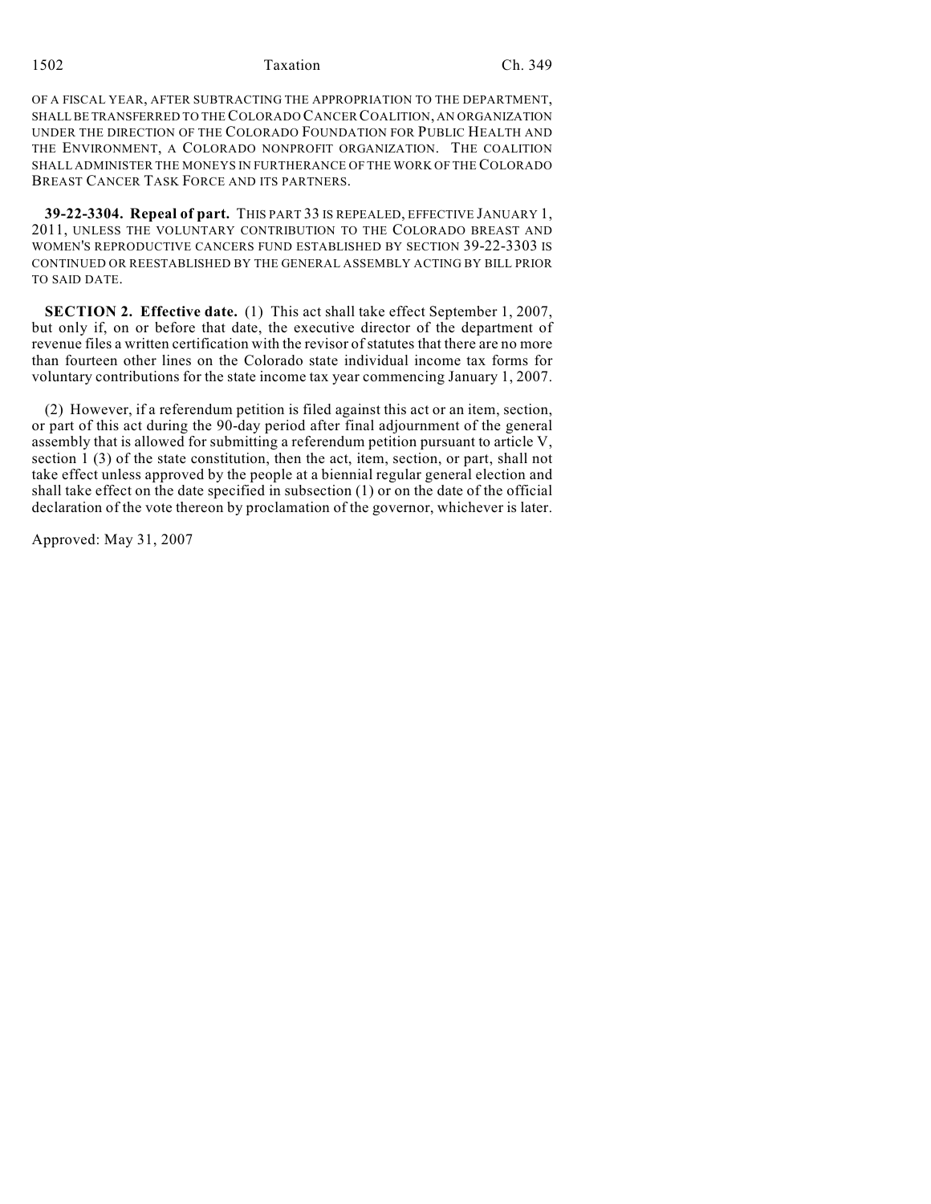OF A FISCAL YEAR, AFTER SUBTRACTING THE APPROPRIATION TO THE DEPARTMENT, SHALL BE TRANSFERRED TO THE COLORADO CANCER COALITION, AN ORGANIZATION UNDER THE DIRECTION OF THE COLORADO FOUNDATION FOR PUBLIC HEALTH AND THE ENVIRONMENT, A COLORADO NONPROFIT ORGANIZATION. THE COALITION SHALL ADMINISTER THE MONEYS IN FURTHERANCE OF THE WORK OF THE COLORADO BREAST CANCER TASK FORCE AND ITS PARTNERS.

**39-22-3304. Repeal of part.** THIS PART 33 IS REPEALED, EFFECTIVE JANUARY 1, 2011, UNLESS THE VOLUNTARY CONTRIBUTION TO THE COLORADO BREAST AND WOMEN'S REPRODUCTIVE CANCERS FUND ESTABLISHED BY SECTION 39-22-3303 IS CONTINUED OR REESTABLISHED BY THE GENERAL ASSEMBLY ACTING BY BILL PRIOR TO SAID DATE.

**SECTION 2. Effective date.** (1) This act shall take effect September 1, 2007, but only if, on or before that date, the executive director of the department of revenue files a written certification with the revisor of statutes that there are no more than fourteen other lines on the Colorado state individual income tax forms for voluntary contributions for the state income tax year commencing January 1, 2007.

(2) However, if a referendum petition is filed against this act or an item, section, or part of this act during the 90-day period after final adjournment of the general assembly that is allowed for submitting a referendum petition pursuant to article V, section 1 (3) of the state constitution, then the act, item, section, or part, shall not take effect unless approved by the people at a biennial regular general election and shall take effect on the date specified in subsection (1) or on the date of the official declaration of the vote thereon by proclamation of the governor, whichever is later.

Approved: May 31, 2007